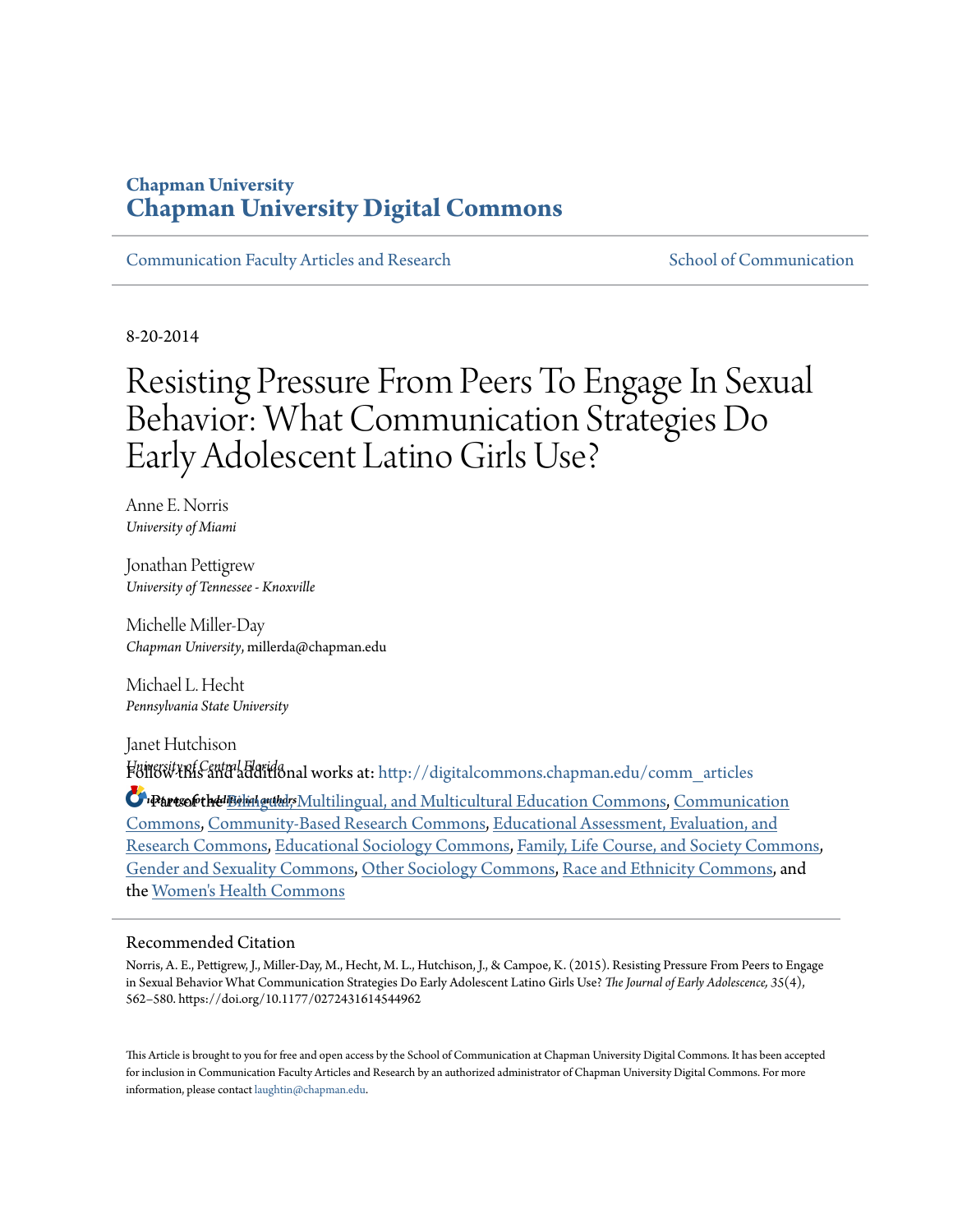Chapman University

# Chapman University Digital Commons

Communication Faculty Articles and Research | School of Communication

8-20-2014

# Resisting Pressure From Peers To Engage In Sexual Behavior: What Communication Strategies Do Early Adolescent Latino Girls Use?

Anne E. Norris
*University of Miami*

Jonathan Pettigrew
*University of Tennessee - Knoxville*

Michelle Miller-Day
*Chapman University*, millerda@chapman.edu

Michael L. Hecht
*Pennsylvania State University*

Janet Hutchison
*University of Central Florida*

*See next page for additional authors*

Follow this and additional works at: http://digitalcommons.chapman.edu/comm_articles

Part of the Bilingual, Multilingual, and Multicultural Education Commons, Communication Commons, Community-Based Research Commons, Educational Assessment, Evaluation, and Research Commons, Educational Sociology Commons, Family, Life Course, and Society Commons, Gender and Sexuality Commons, Other Sociology Commons, Race and Ethnicity Commons, and the Women's Health Commons

## Recommended Citation

Norris, A. E., Pettigrew, J., Miller-Day, M., Hecht, M. L., Hutchison, J., & Campoe, K. (2015). Resisting Pressure From Peers to Engage in Sexual Behavior What Communication Strategies Do Early Adolescent Latino Girls Use? *The Journal of Early Adolescence*, 35(4), 562–580. https://doi.org/10.1177/0272431614544962

This Article is brought to you for free and open access by the School of Communication at Chapman University Digital Commons. It has been accepted for inclusion in Communication Faculty Articles and Research by an authorized administrator of Chapman University Digital Commons. For more information, please contact laughtin@chapman.edu.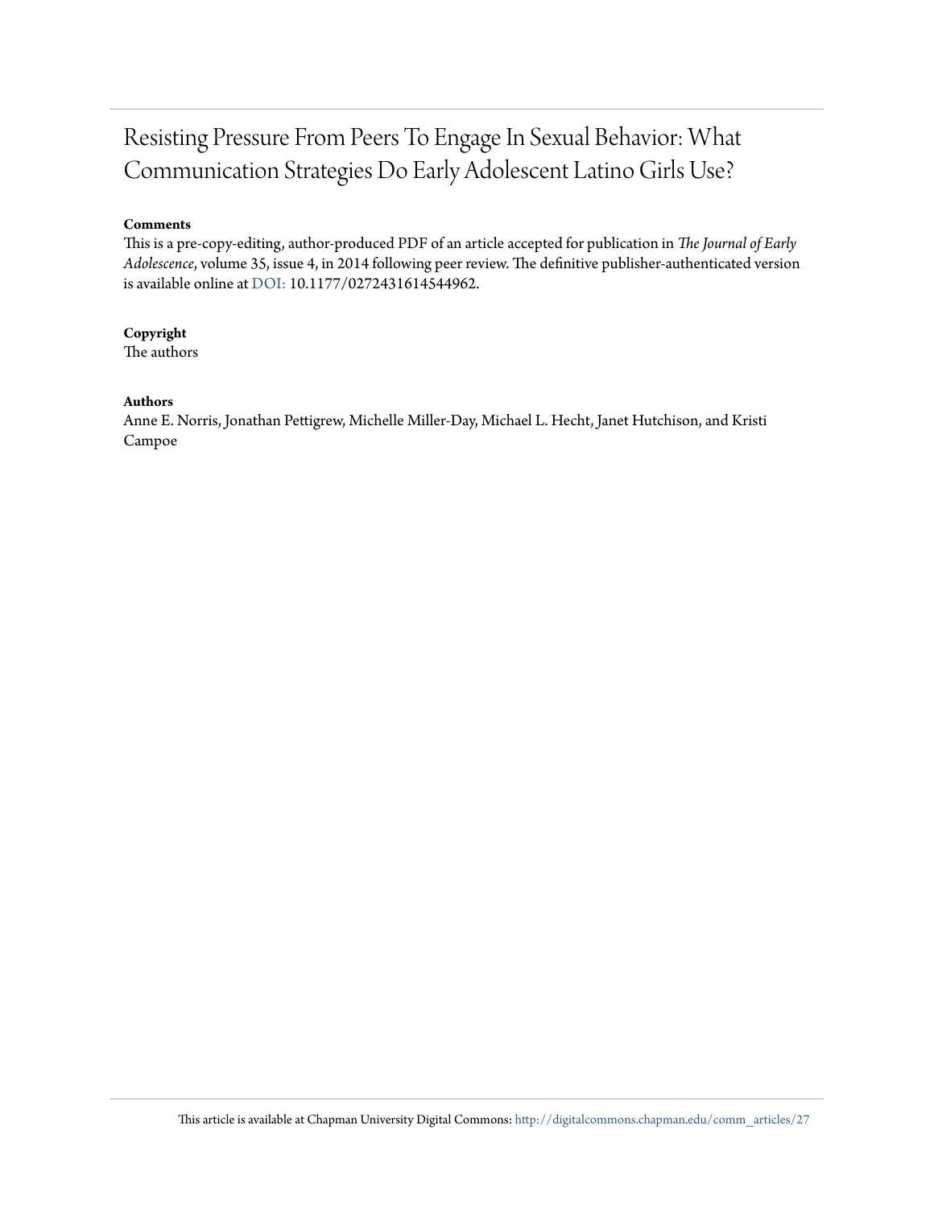# Resisting Pressure From Peers To Engage In Sexual Behavior: What Communication Strategies Do Early Adolescent Latino Girls Use?

**Comments**

This is a pre-copy-editing, author-produced PDF of an article accepted for publication in *The Journal of Early Adolescence*, volume 35, issue 4, in 2014 following peer review. The definitive publisher-authenticated version is available online at DOI: 10.1177/0272431614544962.

**Copyright**

The authors

**Authors**

Anne E. Norris, Jonathan Pettigrew, Michelle Miller-Day, Michael L. Hecht, Janet Hutchison, and Kristi Campoe

This article is available at Chapman University Digital Commons: http://digitalcommons.chapman.edu/comm_articles/27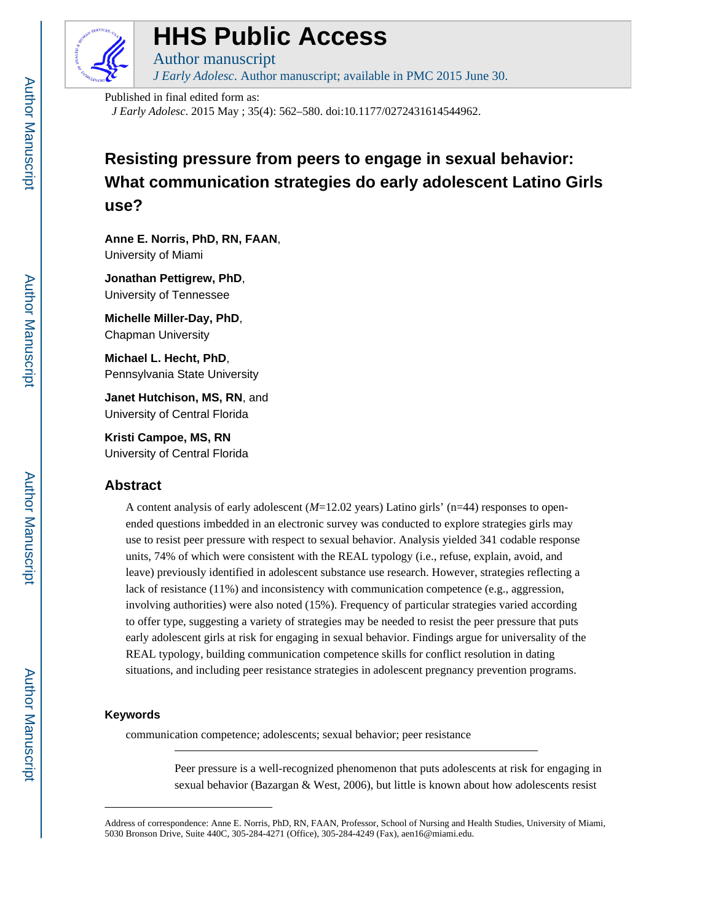# HHS Public Access

Author manuscript

*J Early Adolesc*. Author manuscript; available in PMC 2015 June 30.

Published in final edited form as:

*J Early Adolesc*. 2015 May ; 35(4): 562–580. doi:10.1177/0272431614544962.

# Resisting pressure from peers to engage in sexual behavior: What communication strategies do early adolescent Latino Girls use?

**Anne E. Norris, PhD, RN, FAAN**,
University of Miami

**Jonathan Pettigrew, PhD**,
University of Tennessee

**Michelle Miller-Day, PhD**,
Chapman University

**Michael L. Hecht, PhD**,
Pennsylvania State University

**Janet Hutchison, MS, RN**, and
University of Central Florida

**Kristi Campoe, MS, RN**
University of Central Florida

## Abstract

A content analysis of early adolescent (*M*=12.02 years) Latino girls' (n=44) responses to open-ended questions imbedded in an electronic survey was conducted to explore strategies girls may use to resist peer pressure with respect to sexual behavior. Analysis yielded 341 codable response units, 74% of which were consistent with the REAL typology (i.e., refuse, explain, avoid, and leave) previously identified in adolescent substance use research. However, strategies reflecting a lack of resistance (11%) and inconsistency with communication competence (e.g., aggression, involving authorities) were also noted (15%). Frequency of particular strategies varied according to offer type, suggesting a variety of strategies may be needed to resist the peer pressure that puts early adolescent girls at risk for engaging in sexual behavior. Findings argue for universality of the REAL typology, building communication competence skills for conflict resolution in dating situations, and including peer resistance strategies in adolescent pregnancy prevention programs.

### Keywords

communication competence; adolescents; sexual behavior; peer resistance

Peer pressure is a well-recognized phenomenon that puts adolescents at risk for engaging in sexual behavior (Bazargan & West, 2006), but little is known about how adolescents resist

Address of correspondence: Anne E. Norris, PhD, RN, FAAN, Professor, School of Nursing and Health Studies, University of Miami, 5030 Bronson Drive, Suite 440C, 305-284-4271 (Office), 305-284-4249 (Fax), aen16@miami.edu.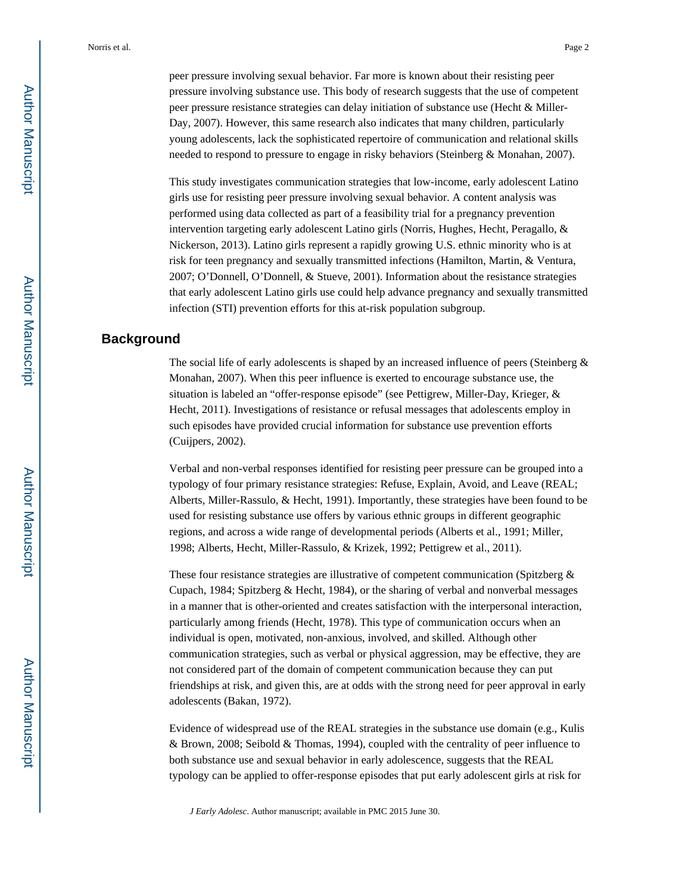peer pressure involving sexual behavior. Far more is known about their resisting peer pressure involving substance use. This body of research suggests that the use of competent peer pressure resistance strategies can delay initiation of substance use (Hecht & Miller-Day, 2007). However, this same research also indicates that many children, particularly young adolescents, lack the sophisticated repertoire of communication and relational skills needed to respond to pressure to engage in risky behaviors (Steinberg & Monahan, 2007).

This study investigates communication strategies that low-income, early adolescent Latino girls use for resisting peer pressure involving sexual behavior. A content analysis was performed using data collected as part of a feasibility trial for a pregnancy prevention intervention targeting early adolescent Latino girls (Norris, Hughes, Hecht, Peragallo, & Nickerson, 2013). Latino girls represent a rapidly growing U.S. ethnic minority who is at risk for teen pregnancy and sexually transmitted infections (Hamilton, Martin, & Ventura, 2007; O'Donnell, O'Donnell, & Stueve, 2001). Information about the resistance strategies that early adolescent Latino girls use could help advance pregnancy and sexually transmitted infection (STI) prevention efforts for this at-risk population subgroup.

## Background

The social life of early adolescents is shaped by an increased influence of peers (Steinberg & Monahan, 2007). When this peer influence is exerted to encourage substance use, the situation is labeled an "offer-response episode" (see Pettigrew, Miller-Day, Krieger, & Hecht, 2011). Investigations of resistance or refusal messages that adolescents employ in such episodes have provided crucial information for substance use prevention efforts (Cuijpers, 2002).

Verbal and non-verbal responses identified for resisting peer pressure can be grouped into a typology of four primary resistance strategies: Refuse, Explain, Avoid, and Leave (REAL; Alberts, Miller-Rassulo, & Hecht, 1991). Importantly, these strategies have been found to be used for resisting substance use offers by various ethnic groups in different geographic regions, and across a wide range of developmental periods (Alberts et al., 1991; Miller, 1998; Alberts, Hecht, Miller-Rassulo, & Krizek, 1992; Pettigrew et al., 2011).

These four resistance strategies are illustrative of competent communication (Spitzberg & Cupach, 1984; Spitzberg & Hecht, 1984), or the sharing of verbal and nonverbal messages in a manner that is other-oriented and creates satisfaction with the interpersonal interaction, particularly among friends (Hecht, 1978). This type of communication occurs when an individual is open, motivated, non-anxious, involved, and skilled. Although other communication strategies, such as verbal or physical aggression, may be effective, they are not considered part of the domain of competent communication because they can put friendships at risk, and given this, are at odds with the strong need for peer approval in early adolescents (Bakan, 1972).

Evidence of widespread use of the REAL strategies in the substance use domain (e.g., Kulis & Brown, 2008; Seibold & Thomas, 1994), coupled with the centrality of peer influence to both substance use and sexual behavior in early adolescence, suggests that the REAL typology can be applied to offer-response episodes that put early adolescent girls at risk for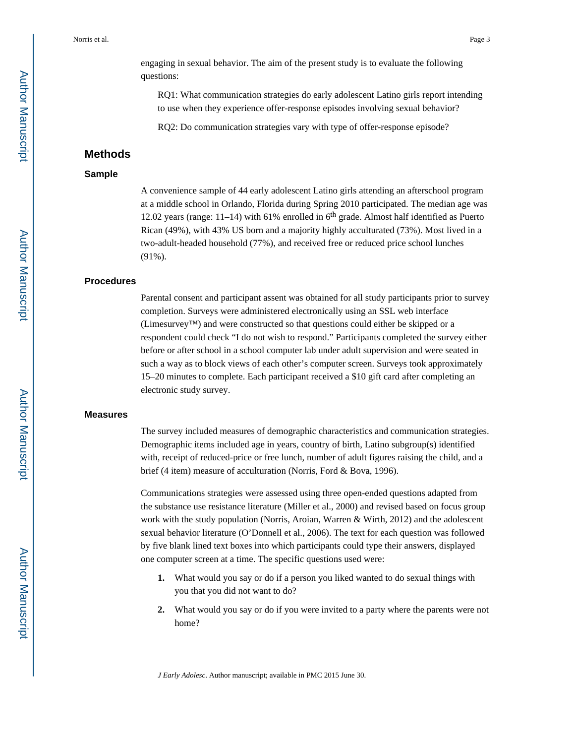engaging in sexual behavior. The aim of the present study is to evaluate the following questions:

RQ1: What communication strategies do early adolescent Latino girls report intending to use when they experience offer-response episodes involving sexual behavior?

RQ2: Do communication strategies vary with type of offer-response episode?

## Methods

### Sample

A convenience sample of 44 early adolescent Latino girls attending an afterschool program at a middle school in Orlando, Florida during Spring 2010 participated. The median age was 12.02 years (range: 11–14) with 61% enrolled in 6$^{th}$ grade. Almost half identified as Puerto Rican (49%), with 43% US born and a majority highly acculturated (73%). Most lived in a two-adult-headed household (77%), and received free or reduced price school lunches (91%).

### Procedures

Parental consent and participant assent was obtained for all study participants prior to survey completion. Surveys were administered electronically using an SSL web interface (Limesurvey™) and were constructed so that questions could either be skipped or a respondent could check "I do not wish to respond." Participants completed the survey either before or after school in a school computer lab under adult supervision and were seated in such a way as to block views of each other's computer screen. Surveys took approximately 15–20 minutes to complete. Each participant received a $10 gift card after completing an electronic study survey.

### Measures

The survey included measures of demographic characteristics and communication strategies. Demographic items included age in years, country of birth, Latino subgroup(s) identified with, receipt of reduced-price or free lunch, number of adult figures raising the child, and a brief (4 item) measure of acculturation (Norris, Ford & Bova, 1996).

Communications strategies were assessed using three open-ended questions adapted from the substance use resistance literature (Miller et al., 2000) and revised based on focus group work with the study population (Norris, Aroian, Warren & Wirth, 2012) and the adolescent sexual behavior literature (O'Donnell et al., 2006). The text for each question was followed by five blank lined text boxes into which participants could type their answers, displayed one computer screen at a time. The specific questions used were:

1. What would you say or do if a person you liked wanted to do sexual things with you that you did not want to do?
2. What would you say or do if you were invited to a party where the parents were not home?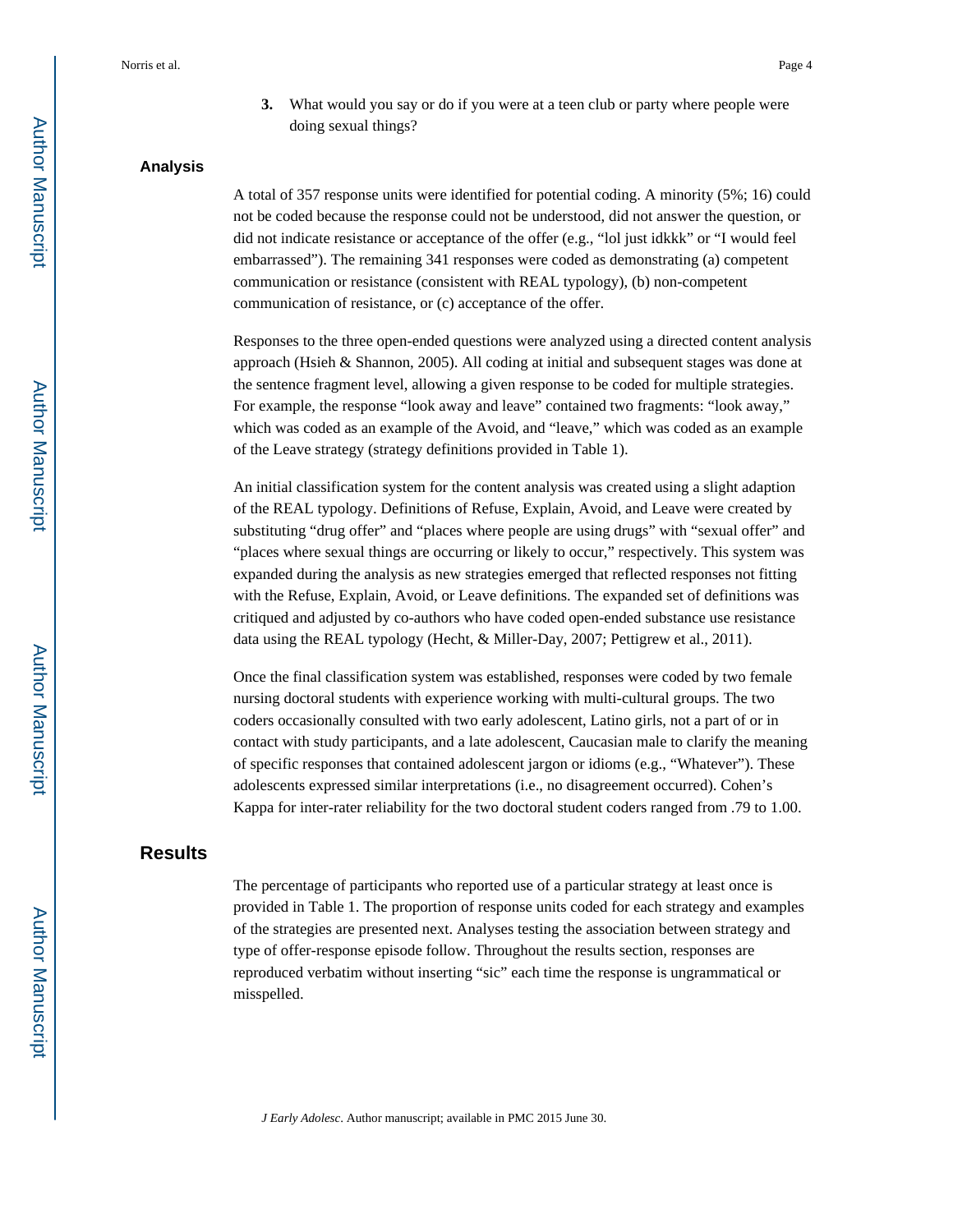3. What would you say or do if you were at a teen club or party where people were doing sexual things?

## Analysis

A total of 357 response units were identified for potential coding. A minority (5%; 16) could not be coded because the response could not be understood, did not answer the question, or did not indicate resistance or acceptance of the offer (e.g., "lol just idkkk" or "I would feel embarrassed"). The remaining 341 responses were coded as demonstrating (a) competent communication or resistance (consistent with REAL typology), (b) non-competent communication of resistance, or (c) acceptance of the offer.

Responses to the three open-ended questions were analyzed using a directed content analysis approach (Hsieh & Shannon, 2005). All coding at initial and subsequent stages was done at the sentence fragment level, allowing a given response to be coded for multiple strategies. For example, the response "look away and leave" contained two fragments: "look away," which was coded as an example of the Avoid, and "leave," which was coded as an example of the Leave strategy (strategy definitions provided in Table 1).

An initial classification system for the content analysis was created using a slight adaption of the REAL typology. Definitions of Refuse, Explain, Avoid, and Leave were created by substituting "drug offer" and "places where people are using drugs" with "sexual offer" and "places where sexual things are occurring or likely to occur," respectively. This system was expanded during the analysis as new strategies emerged that reflected responses not fitting with the Refuse, Explain, Avoid, or Leave definitions. The expanded set of definitions was critiqued and adjusted by co-authors who have coded open-ended substance use resistance data using the REAL typology (Hecht, & Miller-Day, 2007; Pettigrew et al., 2011).

Once the final classification system was established, responses were coded by two female nursing doctoral students with experience working with multi-cultural groups. The two coders occasionally consulted with two early adolescent, Latino girls, not a part of or in contact with study participants, and a late adolescent, Caucasian male to clarify the meaning of specific responses that contained adolescent jargon or idioms (e.g., "Whatever"). These adolescents expressed similar interpretations (i.e., no disagreement occurred). Cohen's Kappa for inter-rater reliability for the two doctoral student coders ranged from .79 to 1.00.

# Results

The percentage of participants who reported use of a particular strategy at least once is provided in Table 1. The proportion of response units coded for each strategy and examples of the strategies are presented next. Analyses testing the association between strategy and type of offer-response episode follow. Throughout the results section, responses are reproduced verbatim without inserting "sic" each time the response is ungrammatical or misspelled.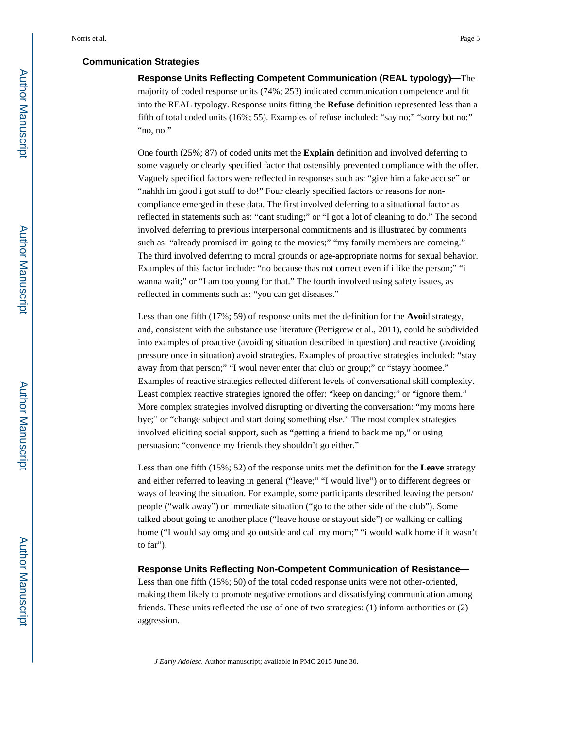## Communication Strategies

**Response Units Reflecting Competent Communication (REAL typology)—**The majority of coded response units (74%; 253) indicated communication competence and fit into the REAL typology. Response units fitting the **Refuse** definition represented less than a fifth of total coded units (16%; 55). Examples of refuse included: "say no;" "sorry but no;" "no, no."

One fourth (25%; 87) of coded units met the **Explain** definition and involved deferring to some vaguely or clearly specified factor that ostensibly prevented compliance with the offer. Vaguely specified factors were reflected in responses such as: "give him a fake accuse" or "nahhh im good i got stuff to do!" Four clearly specified factors or reasons for non-compliance emerged in these data. The first involved deferring to a situational factor as reflected in statements such as: "cant studing;" or "I got a lot of cleaning to do." The second involved deferring to previous interpersonal commitments and is illustrated by comments such as: "already promised im going to the movies;" "my family members are comeing." The third involved deferring to moral grounds or age-appropriate norms for sexual behavior. Examples of this factor include: "no because thas not correct even if i like the person;" "i wanna wait;" or "I am too young for that." The fourth involved using safety issues, as reflected in comments such as: "you can get diseases."

Less than one fifth (17%; 59) of response units met the definition for the **Avoi**d strategy, and, consistent with the substance use literature (Pettigrew et al., 2011), could be subdivided into examples of proactive (avoiding situation described in question) and reactive (avoiding pressure once in situation) avoid strategies. Examples of proactive strategies included: "stay away from that person;" "I woul never enter that club or group;" or "stayy hoomee." Examples of reactive strategies reflected different levels of conversational skill complexity. Least complex reactive strategies ignored the offer: "keep on dancing;" or "ignore them." More complex strategies involved disrupting or diverting the conversation: "my moms here bye;" or "change subject and start doing something else." The most complex strategies involved eliciting social support, such as "getting a friend to back me up," or using persuasion: "convence my friends they shouldn't go either."

Less than one fifth (15%; 52) of the response units met the definition for the **Leave** strategy and either referred to leaving in general ("leave;" "I would live") or to different degrees or ways of leaving the situation. For example, some participants described leaving the person/people ("walk away") or immediate situation ("go to the other side of the club"). Some talked about going to another place ("leave house or stayout side") or walking or calling home ("I would say omg and go outside and call my mom;" "i would walk home if it wasn't to far").

**Response Units Reflecting Non-Competent Communication of Resistance—**Less than one fifth (15%; 50) of the total coded response units were not other-oriented, making them likely to promote negative emotions and dissatisfying communication among friends. These units reflected the use of one of two strategies: (1) inform authorities or (2) aggression.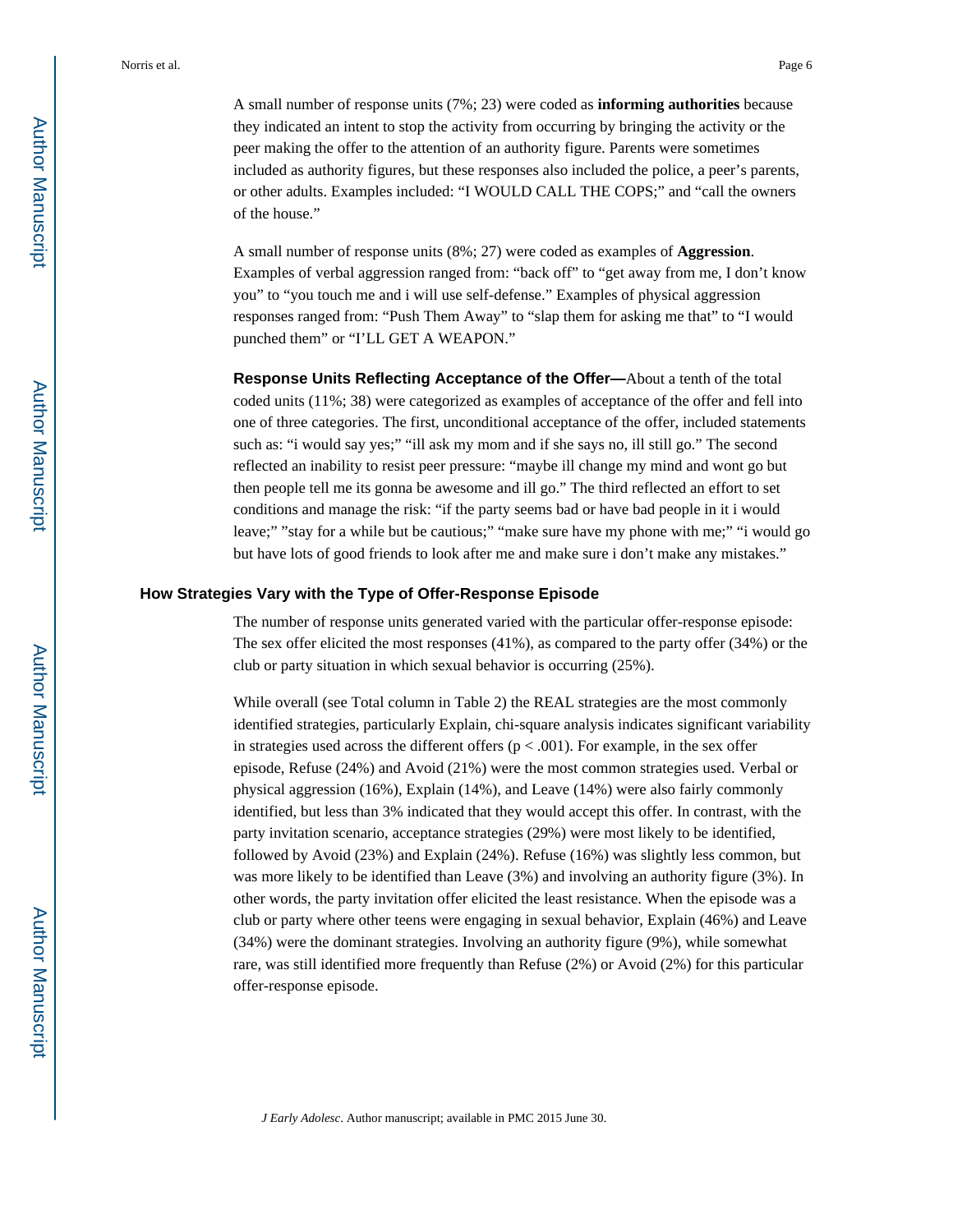A small number of response units (7%; 23) were coded as **informing authorities** because they indicated an intent to stop the activity from occurring by bringing the activity or the peer making the offer to the attention of an authority figure. Parents were sometimes included as authority figures, but these responses also included the police, a peer's parents, or other adults. Examples included: "I WOULD CALL THE COPS;" and "call the owners of the house."

A small number of response units (8%; 27) were coded as examples of **Aggression**. Examples of verbal aggression ranged from: "back off" to "get away from me, I don't know you" to "you touch me and i will use self-defense." Examples of physical aggression responses ranged from: "Push Them Away" to "slap them for asking me that" to "I would punched them" or "I'LL GET A WEAPON."

**Response Units Reflecting Acceptance of the Offer—**About a tenth of the total coded units (11%; 38) were categorized as examples of acceptance of the offer and fell into one of three categories. The first, unconditional acceptance of the offer, included statements such as: "i would say yes;" "ill ask my mom and if she says no, ill still go." The second reflected an inability to resist peer pressure: "maybe ill change my mind and wont go but then people tell me its gonna be awesome and ill go." The third reflected an effort to set conditions and manage the risk: "if the party seems bad or have bad people in it i would leave;" "stay for a while but be cautious;" "make sure have my phone with me;" "i would go but have lots of good friends to look after me and make sure i don't make any mistakes."

### How Strategies Vary with the Type of Offer-Response Episode

The number of response units generated varied with the particular offer-response episode: The sex offer elicited the most responses (41%), as compared to the party offer (34%) or the club or party situation in which sexual behavior is occurring (25%).

While overall (see Total column in Table 2) the REAL strategies are the most commonly identified strategies, particularly Explain, chi-square analysis indicates significant variability in strategies used across the different offers ($p < .001$). For example, in the sex offer episode, Refuse (24%) and Avoid (21%) were the most common strategies used. Verbal or physical aggression (16%), Explain (14%), and Leave (14%) were also fairly commonly identified, but less than 3% indicated that they would accept this offer. In contrast, with the party invitation scenario, acceptance strategies (29%) were most likely to be identified, followed by Avoid (23%) and Explain (24%). Refuse (16%) was slightly less common, but was more likely to be identified than Leave (3%) and involving an authority figure (3%). In other words, the party invitation offer elicited the least resistance. When the episode was a club or party where other teens were engaging in sexual behavior, Explain (46%) and Leave (34%) were the dominant strategies. Involving an authority figure (9%), while somewhat rare, was still identified more frequently than Refuse (2%) or Avoid (2%) for this particular offer-response episode.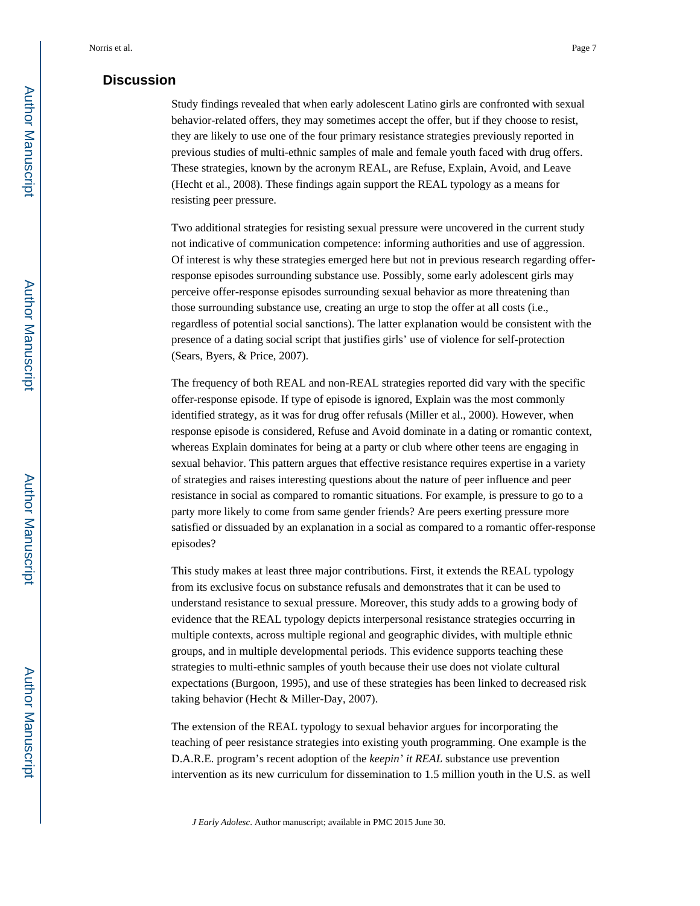## Discussion

Study findings revealed that when early adolescent Latino girls are confronted with sexual behavior-related offers, they may sometimes accept the offer, but if they choose to resist, they are likely to use one of the four primary resistance strategies previously reported in previous studies of multi-ethnic samples of male and female youth faced with drug offers. These strategies, known by the acronym REAL, are Refuse, Explain, Avoid, and Leave (Hecht et al., 2008). These findings again support the REAL typology as a means for resisting peer pressure.

Two additional strategies for resisting sexual pressure were uncovered in the current study not indicative of communication competence: informing authorities and use of aggression. Of interest is why these strategies emerged here but not in previous research regarding offer-response episodes surrounding substance use. Possibly, some early adolescent girls may perceive offer-response episodes surrounding sexual behavior as more threatening than those surrounding substance use, creating an urge to stop the offer at all costs (i.e., regardless of potential social sanctions). The latter explanation would be consistent with the presence of a dating social script that justifies girls' use of violence for self-protection (Sears, Byers, & Price, 2007).

The frequency of both REAL and non-REAL strategies reported did vary with the specific offer-response episode. If type of episode is ignored, Explain was the most commonly identified strategy, as it was for drug offer refusals (Miller et al., 2000). However, when response episode is considered, Refuse and Avoid dominate in a dating or romantic context, whereas Explain dominates for being at a party or club where other teens are engaging in sexual behavior. This pattern argues that effective resistance requires expertise in a variety of strategies and raises interesting questions about the nature of peer influence and peer resistance in social as compared to romantic situations. For example, is pressure to go to a party more likely to come from same gender friends? Are peers exerting pressure more satisfied or dissuaded by an explanation in a social as compared to a romantic offer-response episodes?

This study makes at least three major contributions. First, it extends the REAL typology from its exclusive focus on substance refusals and demonstrates that it can be used to understand resistance to sexual pressure. Moreover, this study adds to a growing body of evidence that the REAL typology depicts interpersonal resistance strategies occurring in multiple contexts, across multiple regional and geographic divides, with multiple ethnic groups, and in multiple developmental periods. This evidence supports teaching these strategies to multi-ethnic samples of youth because their use does not violate cultural expectations (Burgoon, 1995), and use of these strategies has been linked to decreased risk taking behavior (Hecht & Miller-Day, 2007).

The extension of the REAL typology to sexual behavior argues for incorporating the teaching of peer resistance strategies into existing youth programming. One example is the D.A.R.E. program's recent adoption of the *keepin' it REAL* substance use prevention intervention as its new curriculum for dissemination to 1.5 million youth in the U.S. as well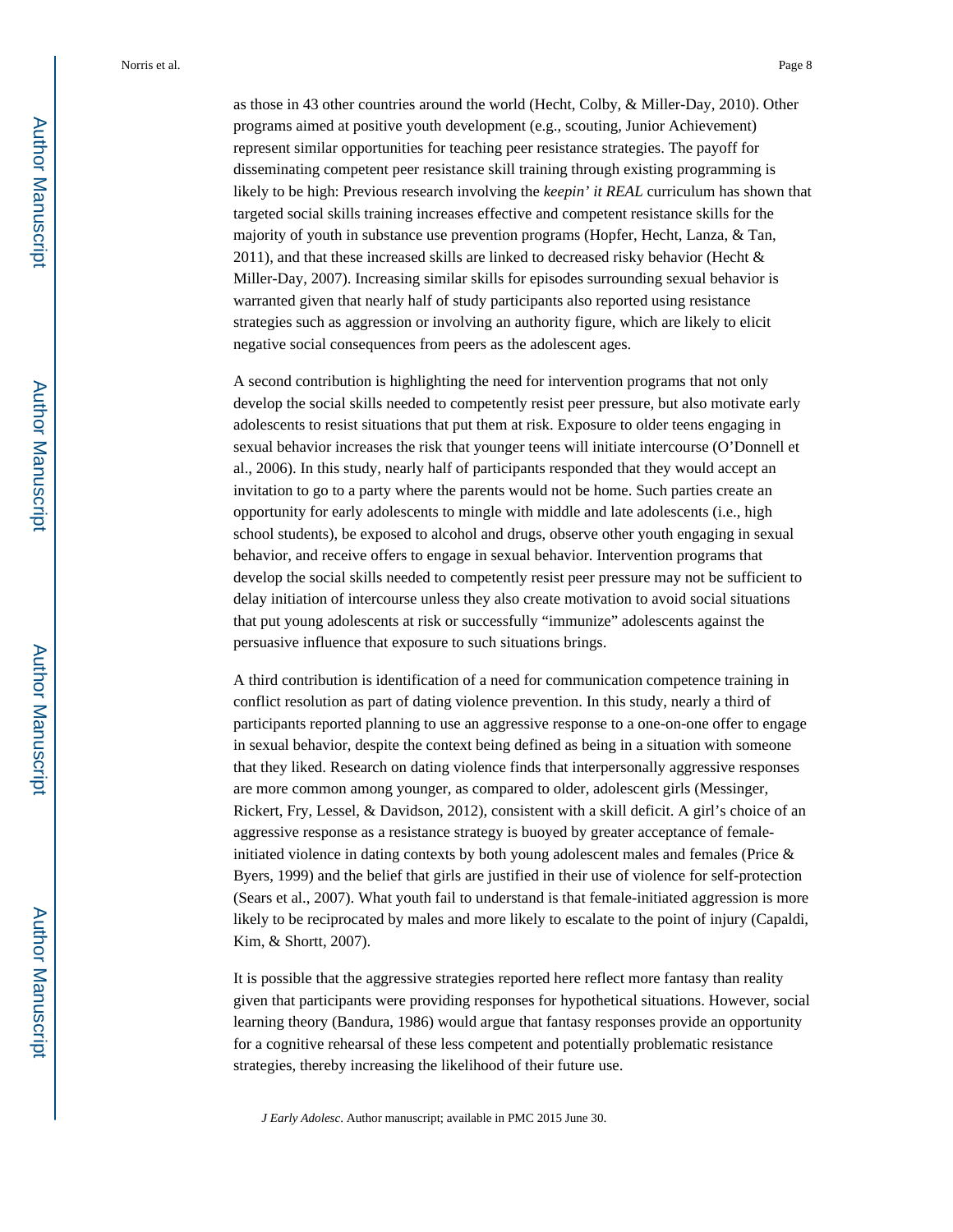as those in 43 other countries around the world (Hecht, Colby, & Miller-Day, 2010). Other programs aimed at positive youth development (e.g., scouting, Junior Achievement) represent similar opportunities for teaching peer resistance strategies. The payoff for disseminating competent peer resistance skill training through existing programming is likely to be high: Previous research involving the *keepin' it REAL* curriculum has shown that targeted social skills training increases effective and competent resistance skills for the majority of youth in substance use prevention programs (Hopfer, Hecht, Lanza, & Tan, 2011), and that these increased skills are linked to decreased risky behavior (Hecht & Miller-Day, 2007). Increasing similar skills for episodes surrounding sexual behavior is warranted given that nearly half of study participants also reported using resistance strategies such as aggression or involving an authority figure, which are likely to elicit negative social consequences from peers as the adolescent ages.

A second contribution is highlighting the need for intervention programs that not only develop the social skills needed to competently resist peer pressure, but also motivate early adolescents to resist situations that put them at risk. Exposure to older teens engaging in sexual behavior increases the risk that younger teens will initiate intercourse (O'Donnell et al., 2006). In this study, nearly half of participants responded that they would accept an invitation to go to a party where the parents would not be home. Such parties create an opportunity for early adolescents to mingle with middle and late adolescents (i.e., high school students), be exposed to alcohol and drugs, observe other youth engaging in sexual behavior, and receive offers to engage in sexual behavior. Intervention programs that develop the social skills needed to competently resist peer pressure may not be sufficient to delay initiation of intercourse unless they also create motivation to avoid social situations that put young adolescents at risk or successfully "immunize" adolescents against the persuasive influence that exposure to such situations brings.

A third contribution is identification of a need for communication competence training in conflict resolution as part of dating violence prevention. In this study, nearly a third of participants reported planning to use an aggressive response to a one-on-one offer to engage in sexual behavior, despite the context being defined as being in a situation with someone that they liked. Research on dating violence finds that interpersonally aggressive responses are more common among younger, as compared to older, adolescent girls (Messinger, Rickert, Fry, Lessel, & Davidson, 2012), consistent with a skill deficit. A girl's choice of an aggressive response as a resistance strategy is buoyed by greater acceptance of female-initiated violence in dating contexts by both young adolescent males and females (Price & Byers, 1999) and the belief that girls are justified in their use of violence for self-protection (Sears et al., 2007). What youth fail to understand is that female-initiated aggression is more likely to be reciprocated by males and more likely to escalate to the point of injury (Capaldi, Kim, & Shortt, 2007).

It is possible that the aggressive strategies reported here reflect more fantasy than reality given that participants were providing responses for hypothetical situations. However, social learning theory (Bandura, 1986) would argue that fantasy responses provide an opportunity for a cognitive rehearsal of these less competent and potentially problematic resistance strategies, thereby increasing the likelihood of their future use.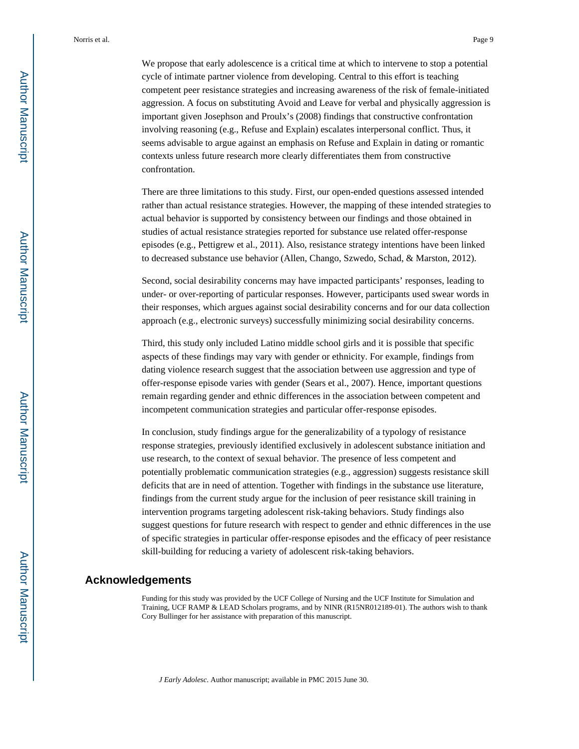We propose that early adolescence is a critical time at which to intervene to stop a potential cycle of intimate partner violence from developing. Central to this effort is teaching competent peer resistance strategies and increasing awareness of the risk of female-initiated aggression. A focus on substituting Avoid and Leave for verbal and physically aggression is important given Josephson and Proulx's (2008) findings that constructive confrontation involving reasoning (e.g., Refuse and Explain) escalates interpersonal conflict. Thus, it seems advisable to argue against an emphasis on Refuse and Explain in dating or romantic contexts unless future research more clearly differentiates them from constructive confrontation.

There are three limitations to this study. First, our open-ended questions assessed intended rather than actual resistance strategies. However, the mapping of these intended strategies to actual behavior is supported by consistency between our findings and those obtained in studies of actual resistance strategies reported for substance use related offer-response episodes (e.g., Pettigrew et al., 2011). Also, resistance strategy intentions have been linked to decreased substance use behavior (Allen, Chango, Szwedo, Schad, & Marston, 2012).

Second, social desirability concerns may have impacted participants' responses, leading to under- or over-reporting of particular responses. However, participants used swear words in their responses, which argues against social desirability concerns and for our data collection approach (e.g., electronic surveys) successfully minimizing social desirability concerns.

Third, this study only included Latino middle school girls and it is possible that specific aspects of these findings may vary with gender or ethnicity. For example, findings from dating violence research suggest that the association between use aggression and type of offer-response episode varies with gender (Sears et al., 2007). Hence, important questions remain regarding gender and ethnic differences in the association between competent and incompetent communication strategies and particular offer-response episodes.

In conclusion, study findings argue for the generalizability of a typology of resistance response strategies, previously identified exclusively in adolescent substance initiation and use research, to the context of sexual behavior. The presence of less competent and potentially problematic communication strategies (e.g., aggression) suggests resistance skill deficits that are in need of attention. Together with findings in the substance use literature, findings from the current study argue for the inclusion of peer resistance skill training in intervention programs targeting adolescent risk-taking behaviors. Study findings also suggest questions for future research with respect to gender and ethnic differences in the use of specific strategies in particular offer-response episodes and the efficacy of peer resistance skill-building for reducing a variety of adolescent risk-taking behaviors.

## Acknowledgements

Funding for this study was provided by the UCF College of Nursing and the UCF Institute for Simulation and Training, UCF RAMP & LEAD Scholars programs, and by NINR (R15NR012189-01). The authors wish to thank Cory Bullinger for her assistance with preparation of this manuscript.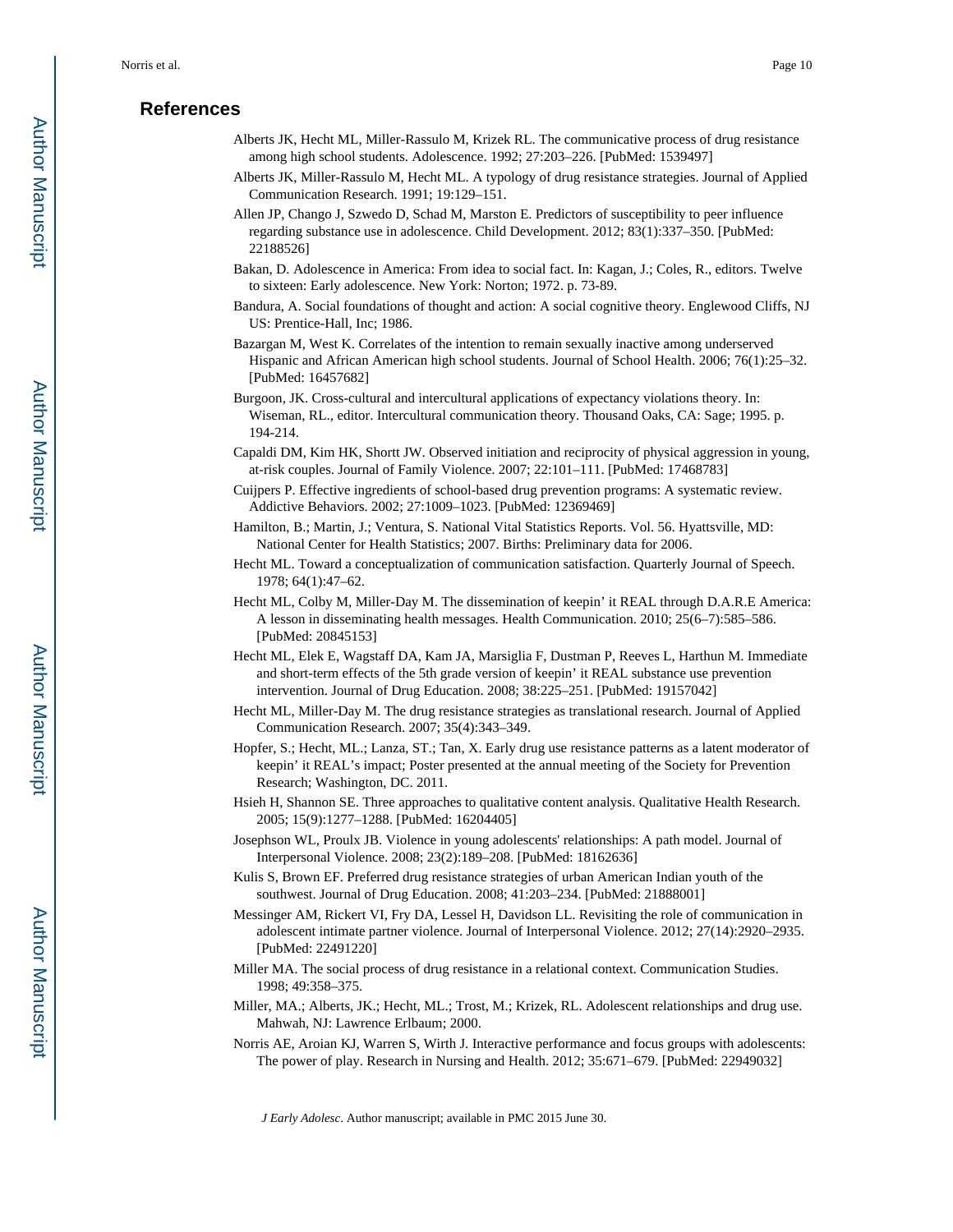## References

Alberts JK, Hecht ML, Miller-Rassulo M, Krizek RL. The communicative process of drug resistance among high school students. Adolescence. 1992; 27:203–226. [PubMed: 1539497]

Alberts JK, Miller-Rassulo M, Hecht ML. A typology of drug resistance strategies. Journal of Applied Communication Research. 1991; 19:129–151.

Allen JP, Chango J, Szwedo D, Schad M, Marston E. Predictors of susceptibility to peer influence regarding substance use in adolescence. Child Development. 2012; 83(1):337–350. [PubMed: 22188526]

Bakan, D. Adolescence in America: From idea to social fact. In: Kagan, J.; Coles, R., editors. Twelve to sixteen: Early adolescence. New York: Norton; 1972. p. 73-89.

Bandura, A. Social foundations of thought and action: A social cognitive theory. Englewood Cliffs, NJ US: Prentice-Hall, Inc; 1986.

Bazargan M, West K. Correlates of the intention to remain sexually inactive among underserved Hispanic and African American high school students. Journal of School Health. 2006; 76(1):25–32. [PubMed: 16457682]

Burgoon, JK. Cross-cultural and intercultural applications of expectancy violations theory. In: Wiseman, RL., editor. Intercultural communication theory. Thousand Oaks, CA: Sage; 1995. p. 194-214.

Capaldi DM, Kim HK, Shortt JW. Observed initiation and reciprocity of physical aggression in young, at-risk couples. Journal of Family Violence. 2007; 22:101–111. [PubMed: 17468783]

Cuijpers P. Effective ingredients of school-based drug prevention programs: A systematic review. Addictive Behaviors. 2002; 27:1009–1023. [PubMed: 12369469]

Hamilton, B.; Martin, J.; Ventura, S. National Vital Statistics Reports. Vol. 56. Hyattsville, MD: National Center for Health Statistics; 2007. Births: Preliminary data for 2006.

Hecht ML. Toward a conceptualization of communication satisfaction. Quarterly Journal of Speech. 1978; 64(1):47–62.

Hecht ML, Colby M, Miller-Day M. The dissemination of keepin' it REAL through D.A.R.E America: A lesson in disseminating health messages. Health Communication. 2010; 25(6–7):585–586. [PubMed: 20845153]

Hecht ML, Elek E, Wagstaff DA, Kam JA, Marsiglia F, Dustman P, Reeves L, Harthun M. Immediate and short-term effects of the 5th grade version of keepin' it REAL substance use prevention intervention. Journal of Drug Education. 2008; 38:225–251. [PubMed: 19157042]

Hecht ML, Miller-Day M. The drug resistance strategies as translational research. Journal of Applied Communication Research. 2007; 35(4):343–349.

Hopfer, S.; Hecht, ML.; Lanza, ST.; Tan, X. Early drug use resistance patterns as a latent moderator of keepin' it REAL's impact; Poster presented at the annual meeting of the Society for Prevention Research; Washington, DC. 2011.

Hsieh H, Shannon SE. Three approaches to qualitative content analysis. Qualitative Health Research. 2005; 15(9):1277–1288. [PubMed: 16204405]

Josephson WL, Proulx JB. Violence in young adolescents' relationships: A path model. Journal of Interpersonal Violence. 2008; 23(2):189–208. [PubMed: 18162636]

Kulis S, Brown EF. Preferred drug resistance strategies of urban American Indian youth of the southwest. Journal of Drug Education. 2008; 41:203–234. [PubMed: 21888001]

Messinger AM, Rickert VI, Fry DA, Lessel H, Davidson LL. Revisiting the role of communication in adolescent intimate partner violence. Journal of Interpersonal Violence. 2012; 27(14):2920–2935. [PubMed: 22491220]

Miller MA. The social process of drug resistance in a relational context. Communication Studies. 1998; 49:358–375.

Miller, MA.; Alberts, JK.; Hecht, ML.; Trost, M.; Krizek, RL. Adolescent relationships and drug use. Mahwah, NJ: Lawrence Erlbaum; 2000.

Norris AE, Aroian KJ, Warren S, Wirth J. Interactive performance and focus groups with adolescents: The power of play. Research in Nursing and Health. 2012; 35:671–679. [PubMed: 22949032]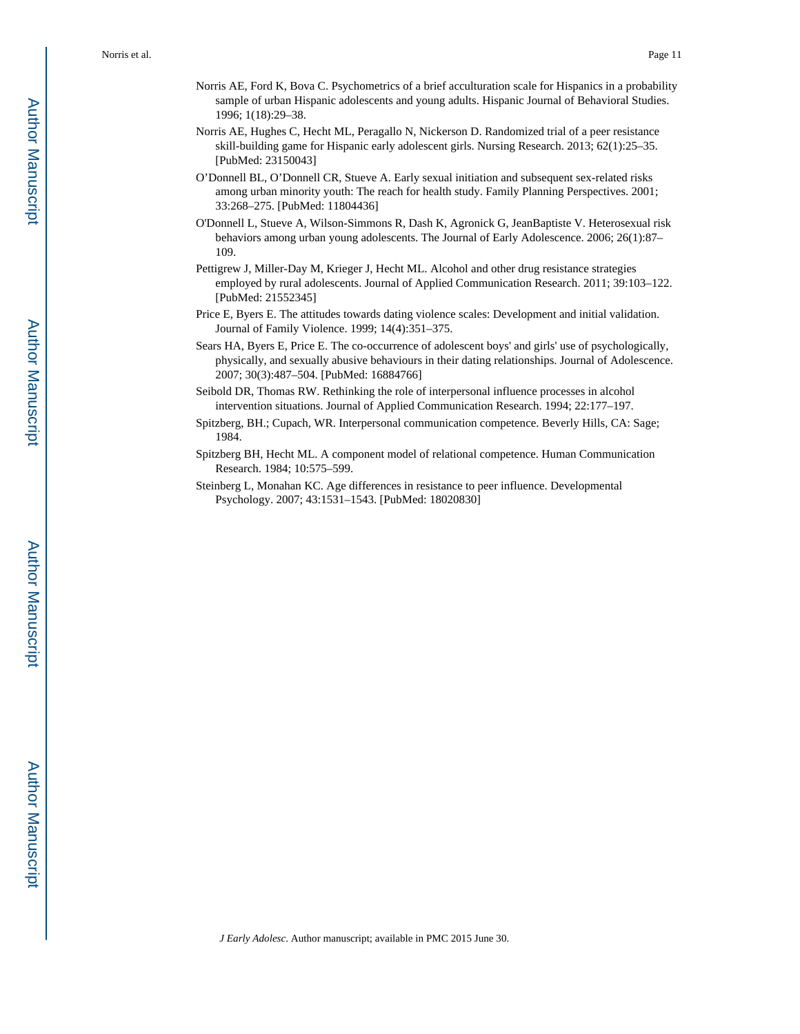Norris AE, Ford K, Bova C. Psychometrics of a brief acculturation scale for Hispanics in a probability sample of urban Hispanic adolescents and young adults. Hispanic Journal of Behavioral Studies. 1996; 1(18):29–38.

Norris AE, Hughes C, Hecht ML, Peragallo N, Nickerson D. Randomized trial of a peer resistance skill-building game for Hispanic early adolescent girls. Nursing Research. 2013; 62(1):25–35. [PubMed: 23150043]

O'Donnell BL, O'Donnell CR, Stueve A. Early sexual initiation and subsequent sex-related risks among urban minority youth: The reach for health study. Family Planning Perspectives. 2001; 33:268–275. [PubMed: 11804436]

O'Donnell L, Stueve A, Wilson-Simmons R, Dash K, Agronick G, JeanBaptiste V. Heterosexual risk behaviors among urban young adolescents. The Journal of Early Adolescence. 2006; 26(1):87–109.

Pettigrew J, Miller-Day M, Krieger J, Hecht ML. Alcohol and other drug resistance strategies employed by rural adolescents. Journal of Applied Communication Research. 2011; 39:103–122. [PubMed: 21552345]

Price E, Byers E. The attitudes towards dating violence scales: Development and initial validation. Journal of Family Violence. 1999; 14(4):351–375.

Sears HA, Byers E, Price E. The co-occurrence of adolescent boys' and girls' use of psychologically, physically, and sexually abusive behaviours in their dating relationships. Journal of Adolescence. 2007; 30(3):487–504. [PubMed: 16884766]

Seibold DR, Thomas RW. Rethinking the role of interpersonal influence processes in alcohol intervention situations. Journal of Applied Communication Research. 1994; 22:177–197.

Spitzberg, BH.; Cupach, WR. Interpersonal communication competence. Beverly Hills, CA: Sage; 1984.

Spitzberg BH, Hecht ML. A component model of relational competence. Human Communication Research. 1984; 10:575–599.

Steinberg L, Monahan KC. Age differences in resistance to peer influence. Developmental Psychology. 2007; 43:1531–1543. [PubMed: 18020830]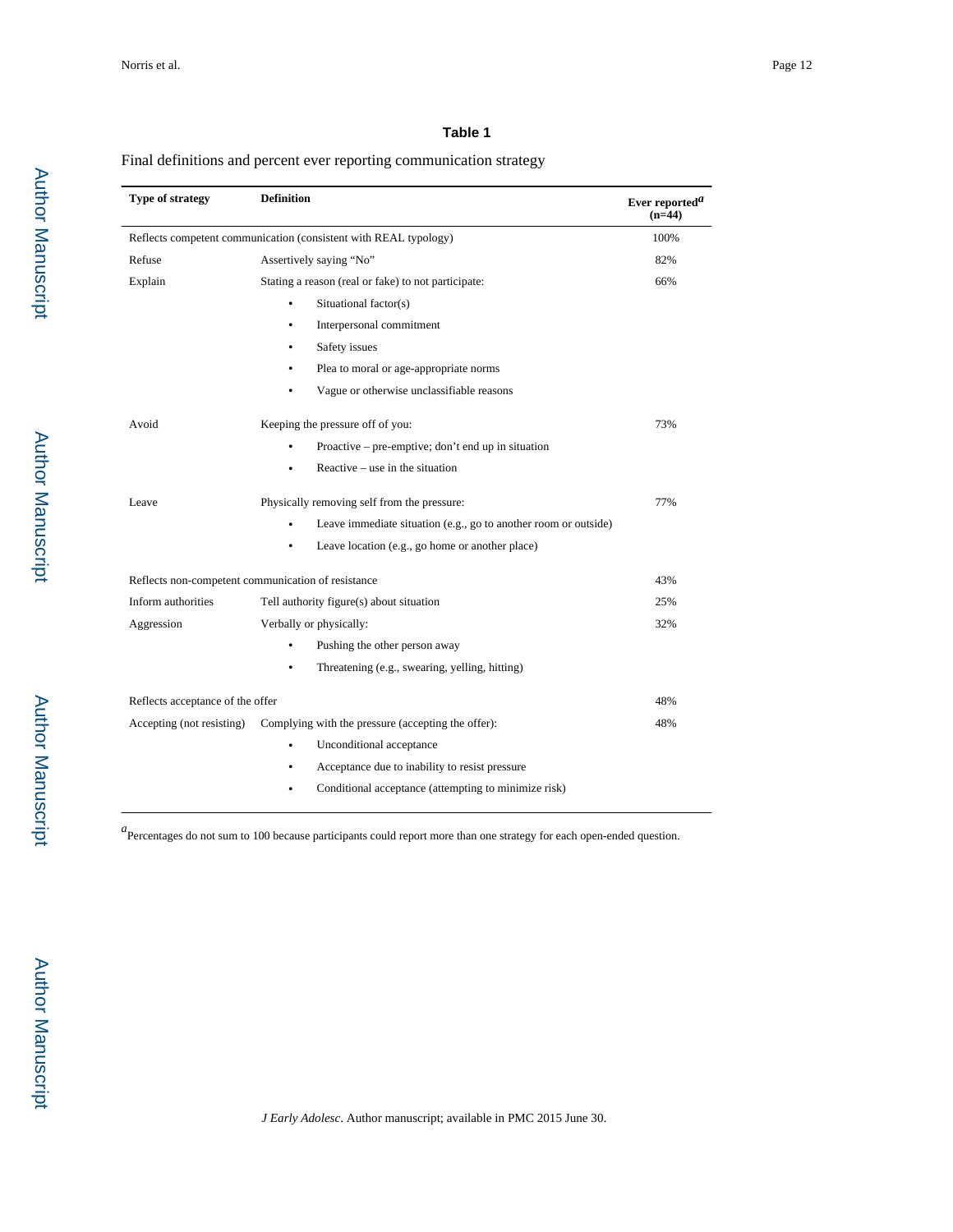**Table 1**

Final definitions and percent ever reporting communication strategy

| Type of strategy | Definition | Ever reported[a] (n=44) |
|---|---|---|
| Reflects competent communication (consistent with REAL typology) | | 100% |
| Refuse | Assertively saying “No” | 82% |
| Explain | Stating a reason (real or fake) to not participate: | 66% |
| | • Situational factor(s) | |
| | • Interpersonal commitment | |
| | • Safety issues | |
| | • Plea to moral or age-appropriate norms | |
| | • Vague or otherwise unclassifiable reasons | |
| Avoid | Keeping the pressure off of you: | 73% |
| | • Proactive – pre-emptive; don’t end up in situation | |
| | • Reactive – use in the situation | |
| Leave | Physically removing self from the pressure: | 77% |
| | • Leave immediate situation (e.g., go to another room or outside) | |
| | • Leave location (e.g., go home or another place) | |
| Reflects non-competent communication of resistance | | 43% |
| Inform authorities | Tell authority figure(s) about situation | 25% |
| Aggression | Verbally or physically: | 32% |
| | • Pushing the other person away | |
| | • Threatening (e.g., swearing, yelling, hitting) | |
| Reflects acceptance of the offer | | 48% |
| Accepting (not resisting) | Complying with the pressure (accepting the offer): | 48% |
| | • Unconditional acceptance | |
| | • Acceptance due to inability to resist pressure | |
| | • Conditional acceptance (attempting to minimize risk) | |

[a]Percentages do not sum to 100 because participants could report more than one strategy for each open-ended question.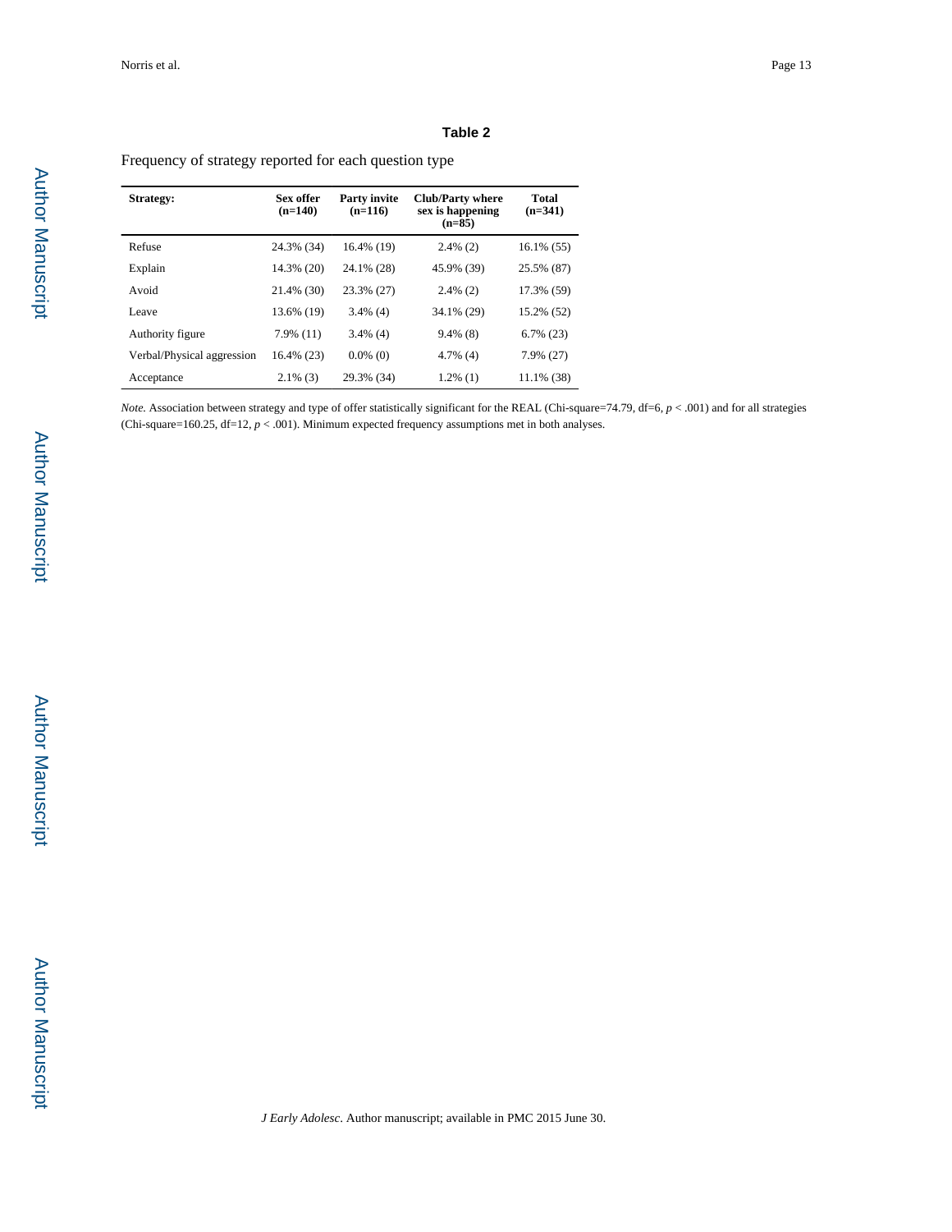## Table 2

Frequency of strategy reported for each question type

| Strategy: | Sex offer (n=140) | Party invite (n=116) | Club/Party where sex is happening (n=85) | Total (n=341) |
|---|---|---|---|---|
| Refuse | 24.3% (34) | 16.4% (19) | 2.4% (2) | 16.1% (55) |
| Explain | 14.3% (20) | 24.1% (28) | 45.9% (39) | 25.5% (87) |
| Avoid | 21.4% (30) | 23.3% (27) | 2.4% (2) | 17.3% (59) |
| Leave | 13.6% (19) | 3.4% (4) | 34.1% (29) | 15.2% (52) |
| Authority figure | 7.9% (11) | 3.4% (4) | 9.4% (8) | 6.7% (23) |
| Verbal/Physical aggression | 16.4% (23) | 0.0% (0) | 4.7% (4) | 7.9% (27) |
| Acceptance | 2.1% (3) | 29.3% (34) | 1.2% (1) | 11.1% (38) |

*Note.* Association between strategy and type of offer statistically significant for the REAL (Chi-square=74.79, df=6, $p < .001$) and for all strategies (Chi-square=160.25, df=12, $p < .001$). Minimum expected frequency assumptions met in both analyses.